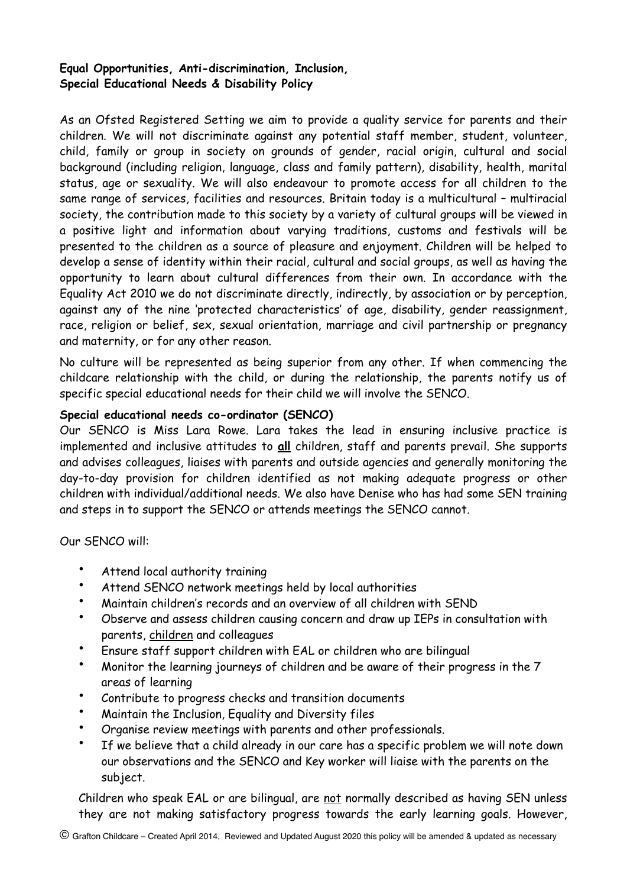**Equal Opportunities, Anti-discrimination, Inclusion, Special Educational Needs & Disability Policy**

As an Ofsted Registered Setting we aim to provide a quality service for parents and their children. We will not discriminate against any potential staff member, student, volunteer, child, family or group in society on grounds of gender, racial origin, cultural and social background (including religion, language, class and family pattern), disability, health, marital status, age or sexuality. We will also endeavour to promote access for all children to the same range of services, facilities and resources. Britain today is a multicultural – multiracial society, the contribution made to this society by a variety of cultural groups will be viewed in a positive light and information about varying traditions, customs and festivals will be presented to the children as a source of pleasure and enjoyment. Children will be helped to develop a sense of identity within their racial, cultural and social groups, as well as having the opportunity to learn about cultural differences from their own. In accordance with the Equality Act 2010 we do not discriminate directly, indirectly, by association or by perception, against any of the nine 'protected characteristics' of age, disability, gender reassignment, race, religion or belief, sex, sexual orientation, marriage and civil partnership or pregnancy and maternity, or for any other reason.

No culture will be represented as being superior from any other. If when commencing the childcare relationship with the child, or during the relationship, the parents notify us of specific special educational needs for their child we will involve the SENCO.

**Special educational needs co-ordinator (SENCO)**

Our SENCO is Miss Lara Rowe. Lara takes the lead in ensuring inclusive practice is implemented and inclusive attitudes to **all** children, staff and parents prevail. She supports and advises colleagues, liaises with parents and outside agencies and generally monitoring the day-to-day provision for children identified as not making adequate progress or other children with individual/additional needs. We also have Denise who has had some SEN training and steps in to support the SENCO or attends meetings the SENCO cannot.

Our SENCO will:

- Attend local authority training
- Attend SENCO network meetings held by local authorities
- Maintain children's records and an overview of all children with SEND
- Observe and assess children causing concern and draw up IEPs in consultation with parents, children and colleagues
- Ensure staff support children with EAL or children who are bilingual
- Monitor the learning journeys of children and be aware of their progress in the 7 areas of learning
- Contribute to progress checks and transition documents
- Maintain the Inclusion, Equality and Diversity files
- Organise review meetings with parents and other professionals.
- If we believe that a child already in our care has a specific problem we will note down our observations and the SENCO and Key worker will liaise with the parents on the subject.

Children who speak EAL or are bilingual, are not normally described as having SEN unless they are not making satisfactory progress towards the early learning goals. However,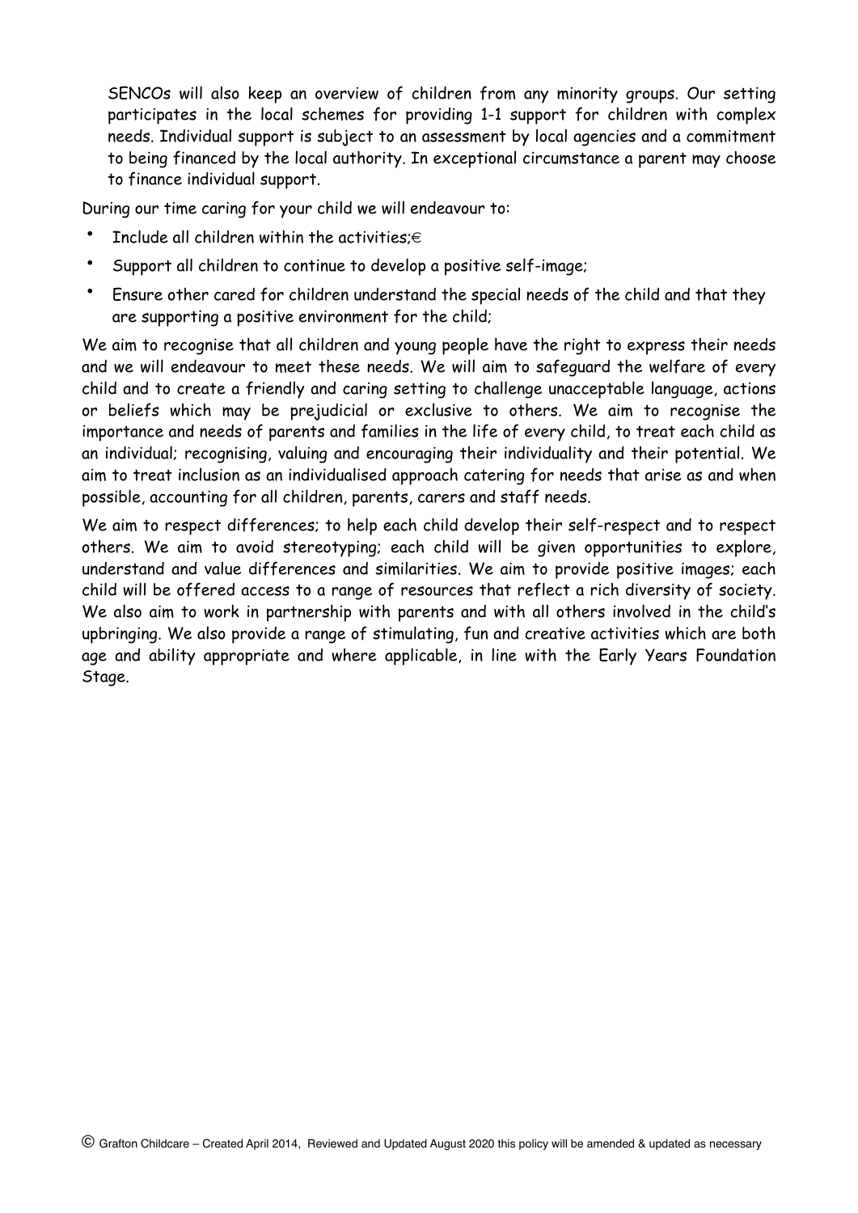SENCOs will also keep an overview of children from any minority groups. Our setting participates in the local schemes for providing 1-1 support for children with complex needs. Individual support is subject to an assessment by local agencies and a commitment to being financed by the local authority. In exceptional circumstance a parent may choose to finance individual support.

During our time caring for your child we will endeavour to:

- Include all children within the activities;€
- Support all children to continue to develop a positive self-image;
- Ensure other cared for children understand the special needs of the child and that they are supporting a positive environment for the child;

We aim to recognise that all children and young people have the right to express their needs and we will endeavour to meet these needs. We will aim to safeguard the welfare of every child and to create a friendly and caring setting to challenge unacceptable language, actions or beliefs which may be prejudicial or exclusive to others. We aim to recognise the importance and needs of parents and families in the life of every child, to treat each child as an individual; recognising, valuing and encouraging their individuality and their potential. We aim to treat inclusion as an individualised approach catering for needs that arise as and when possible, accounting for all children, parents, carers and staff needs.

We aim to respect differences; to help each child develop their self-respect and to respect others. We aim to avoid stereotyping; each child will be given opportunities to explore, understand and value differences and similarities. We aim to provide positive images; each child will be offered access to a range of resources that reflect a rich diversity of society. We also aim to work in partnership with parents and with all others involved in the child's upbringing. We also provide a range of stimulating, fun and creative activities which are both age and ability appropriate and where applicable, in line with the Early Years Foundation Stage.

© Grafton Childcare – Created April 2014, Reviewed and Updated August 2020 this policy will be amended & updated as necessary